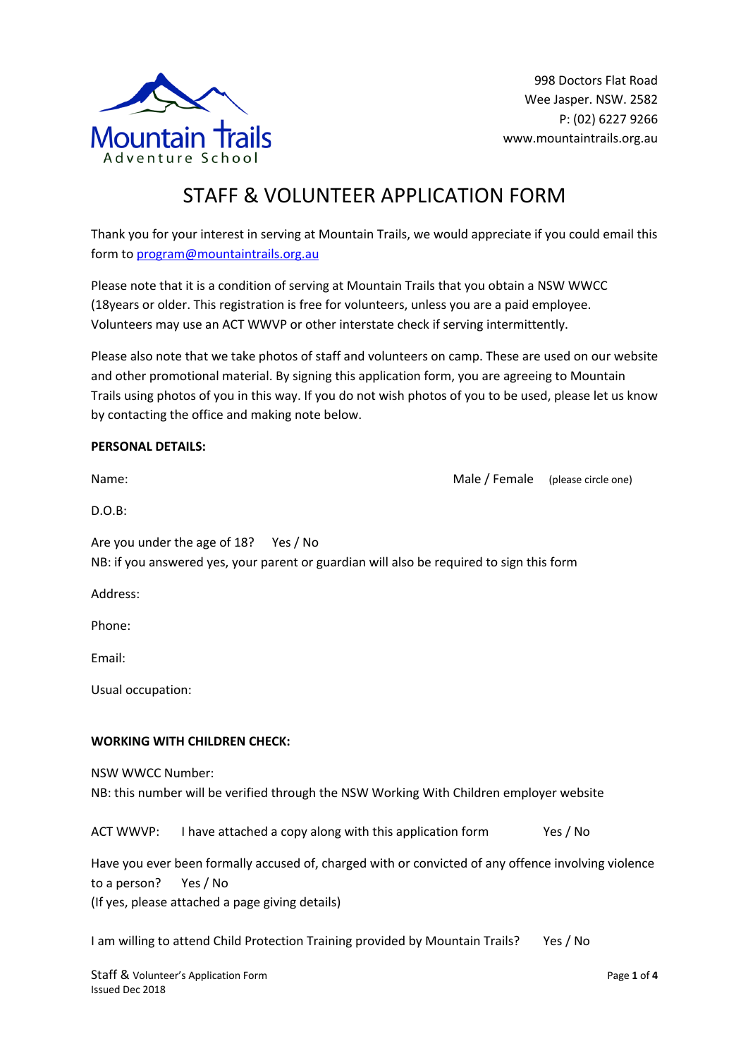Mountain Trails
Adventure School

998 Doctors Flat Road
Wee Jasper. NSW. 2582
P: (02) 6227 9266
www.mountaintrails.org.au

# STAFF & VOLUNTEER APPLICATION FORM

Thank you for your interest in serving at Mountain Trails, we would appreciate if you could email this form to program@mountaintrails.org.au

Please note that it is a condition of serving at Mountain Trails that you obtain a NSW WWCC (18years or older. This registration is free for volunteers, unless you are a paid employee. Volunteers may use an ACT WWVP or other interstate check if serving intermittently.

Please also note that we take photos of staff and volunteers on camp. These are used on our website and other promotional material. By signing this application form, you are agreeing to Mountain Trails using photos of you in this way. If you do not wish photos of you to be used, please let us know by contacting the office and making note below.

**PERSONAL DETAILS:**

Name: Male / Female (please circle one)

D.O.B:

Are you under the age of 18? Yes / No
NB: if you answered yes, your parent or guardian will also be required to sign this form

Address:

Phone:

Email:

Usual occupation:

**WORKING WITH CHILDREN CHECK:**

NSW WWCC Number:
NB: this number will be verified through the NSW Working With Children employer website

ACT WWVP: I have attached a copy along with this application form Yes / No

Have you ever been formally accused of, charged with or convicted of any offence involving violence to a person? Yes / No
(If yes, please attached a page giving details)

I am willing to attend Child Protection Training provided by Mountain Trails? Yes / No

Staff & Volunteer's Application Form
Issued Dec 2018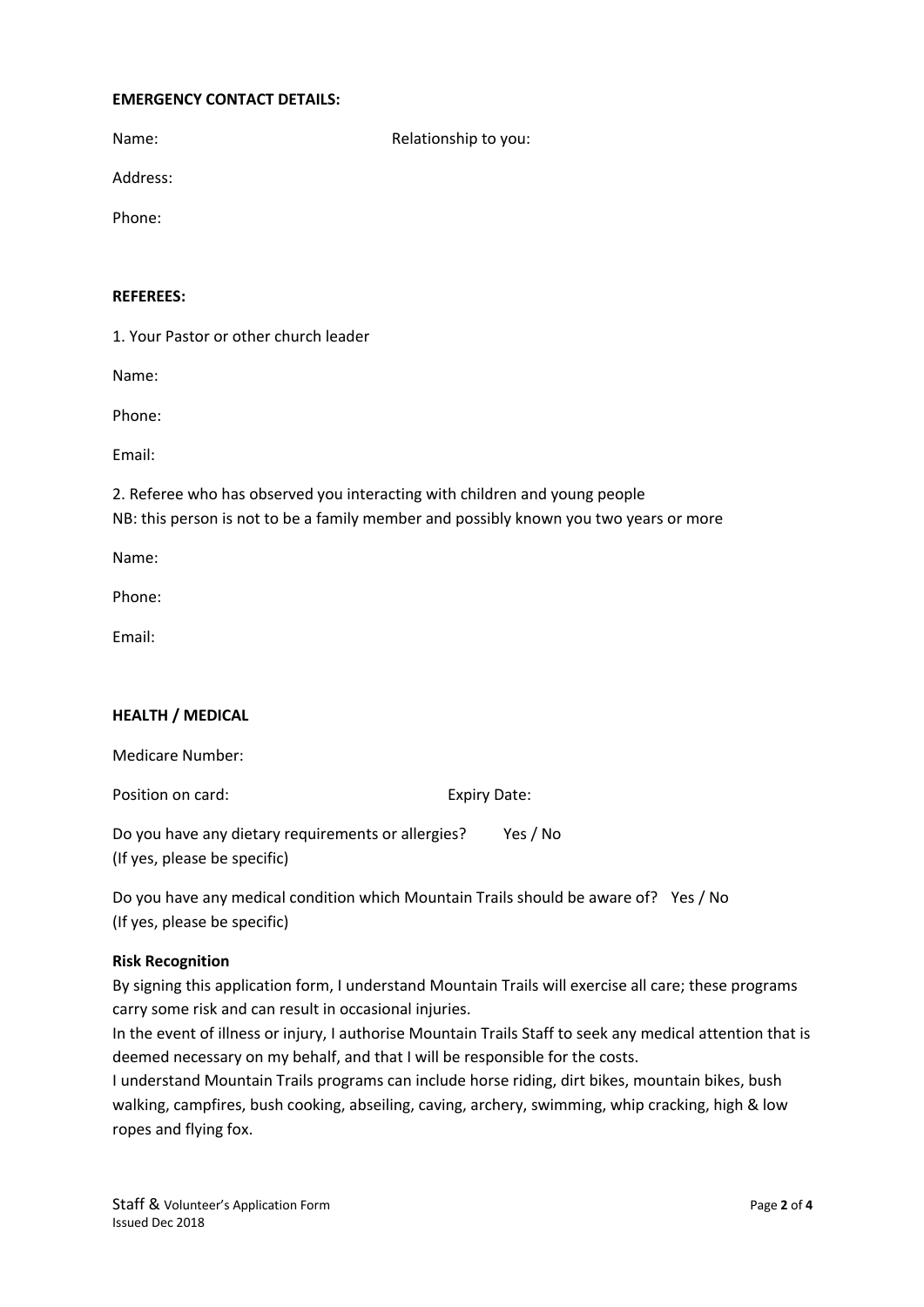**EMERGENCY CONTACT DETAILS:**

Name: Relationship to you:

Address:

Phone:

**REFEREES:**

1. Your Pastor or other church leader

Name:

Phone:

Email:

2. Referee who has observed you interacting with children and young people
NB: this person is not to be a family member and possibly known you two years or more

Name:

Phone:

Email:

**HEALTH / MEDICAL**

Medicare Number:

Position on card: Expiry Date:

Do you have any dietary requirements or allergies? Yes / No
(If yes, please be specific)

Do you have any medical condition which Mountain Trails should be aware of? Yes / No
(If yes, please be specific)

**Risk Recognition**

By signing this application form, I understand Mountain Trails will exercise all care; these programs carry some risk and can result in occasional injuries.
In the event of illness or injury, I authorise Mountain Trails Staff to seek any medical attention that is deemed necessary on my behalf, and that I will be responsible for the costs.
I understand Mountain Trails programs can include horse riding, dirt bikes, mountain bikes, bush walking, campfires, bush cooking, abseiling, caving, archery, swimming, whip cracking, high & low ropes and flying fox.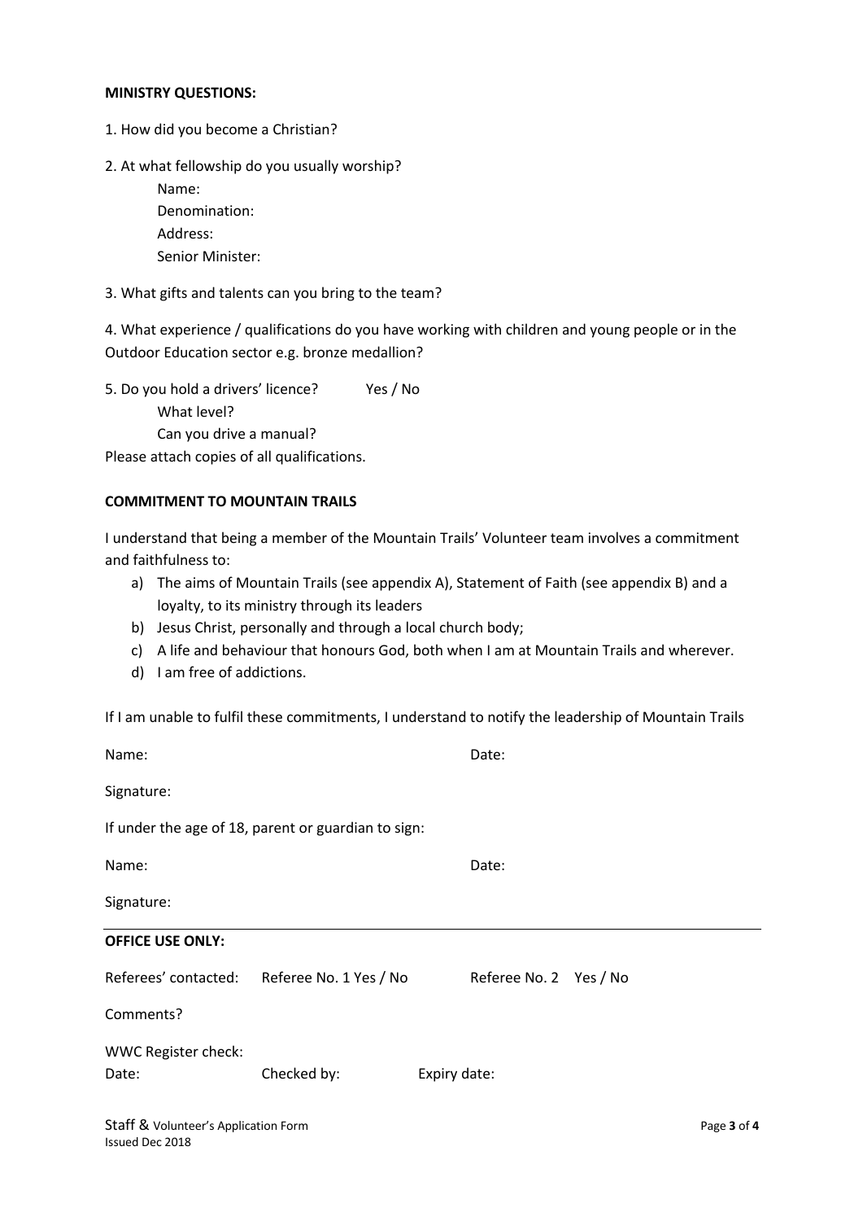**MINISTRY QUESTIONS:**

1. How did you become a Christian?

2. At what fellowship do you usually worship?

   Name:

   Denomination:

   Address:

   Senior Minister:

3. What gifts and talents can you bring to the team?

4. What experience / qualifications do you have working with children and young people or in the Outdoor Education sector e.g. bronze medallion?

5. Do you hold a drivers' licence? Yes / No

   What level?

   Can you drive a manual?

Please attach copies of all qualifications.

**COMMITMENT TO MOUNTAIN TRAILS**

I understand that being a member of the Mountain Trails' Volunteer team involves a commitment and faithfulness to:

a) The aims of Mountain Trails (see appendix A), Statement of Faith (see appendix B) and a loyalty, to its ministry through its leaders
b) Jesus Christ, personally and through a local church body;
c) A life and behaviour that honours God, both when I am at Mountain Trails and wherever.
d) I am free of addictions.

If I am unable to fulfil these commitments, I understand to notify the leadership of Mountain Trails

Name: Date:

Signature:

If under the age of 18, parent or guardian to sign:

Name: Date:

Signature:

---

**OFFICE USE ONLY:**

Referees' contacted: Referee No. 1 Yes / No Referee No. 2 Yes / No

Comments?

WWC Register check:

Date: Checked by: Expiry date: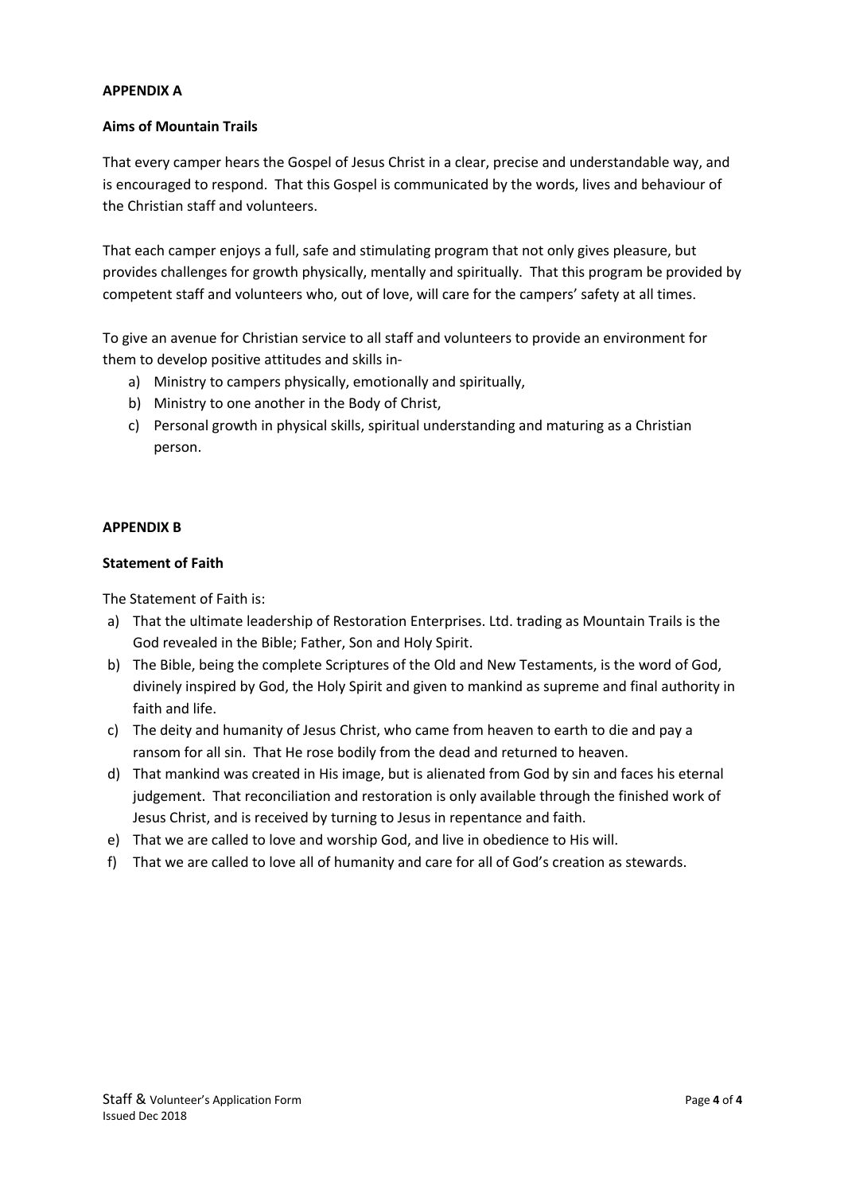**APPENDIX A**

**Aims of Mountain Trails**

That every camper hears the Gospel of Jesus Christ in a clear, precise and understandable way, and is encouraged to respond. That this Gospel is communicated by the words, lives and behaviour of the Christian staff and volunteers.

That each camper enjoys a full, safe and stimulating program that not only gives pleasure, but provides challenges for growth physically, mentally and spiritually. That this program be provided by competent staff and volunteers who, out of love, will care for the campers' safety at all times.

To give an avenue for Christian service to all staff and volunteers to provide an environment for them to develop positive attitudes and skills in-

a) Ministry to campers physically, emotionally and spiritually,
b) Ministry to one another in the Body of Christ,
c) Personal growth in physical skills, spiritual understanding and maturing as a Christian person.

**APPENDIX B**

**Statement of Faith**

The Statement of Faith is:

a) That the ultimate leadership of Restoration Enterprises. Ltd. trading as Mountain Trails is the God revealed in the Bible; Father, Son and Holy Spirit.
b) The Bible, being the complete Scriptures of the Old and New Testaments, is the word of God, divinely inspired by God, the Holy Spirit and given to mankind as supreme and final authority in faith and life.
c) The deity and humanity of Jesus Christ, who came from heaven to earth to die and pay a ransom for all sin. That He rose bodily from the dead and returned to heaven.
d) That mankind was created in His image, but is alienated from God by sin and faces his eternal judgement. That reconciliation and restoration is only available through the finished work of Jesus Christ, and is received by turning to Jesus in repentance and faith.
e) That we are called to love and worship God, and live in obedience to His will.
f) That we are called to love all of humanity and care for all of God's creation as stewards.

Staff & Volunteer's Application Form
Issued Dec 2018